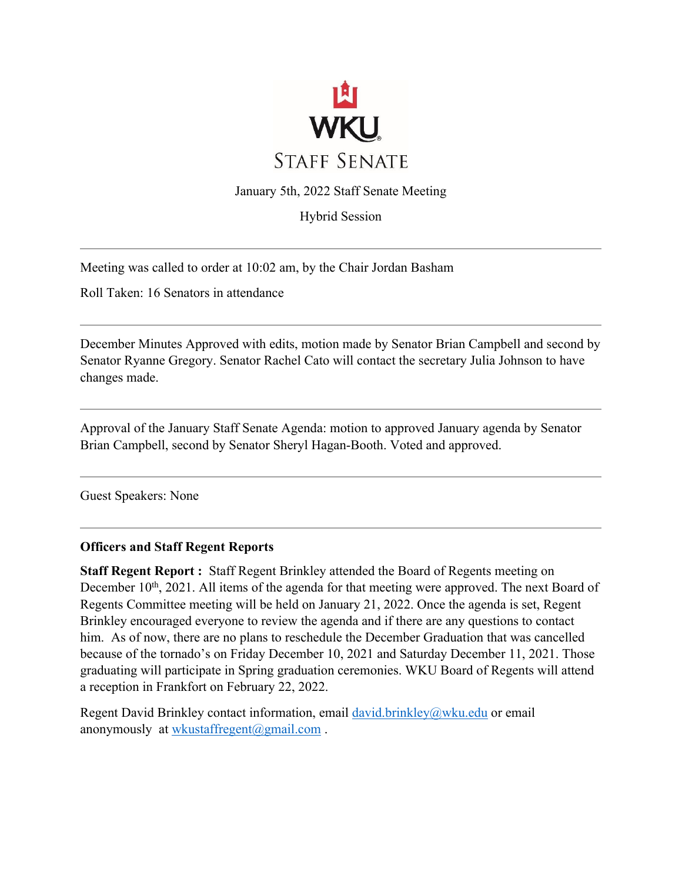WKU

STAFF SENATE

January 5th, 2022 Staff Senate Meeting

Hybrid Session

---

Meeting was called to order at 10:02 am, by the Chair Jordan Basham

Roll Taken: 16 Senators in attendance

---

December Minutes Approved with edits, motion made by Senator Brian Campbell and second by Senator Ryanne Gregory. Senator Rachel Cato will contact the secretary Julia Johnson to have changes made.

---

Approval of the January Staff Senate Agenda: motion to approved January agenda by Senator Brian Campbell, second by Senator Sheryl Hagan-Booth. Voted and approved.

---

Guest Speakers: None

---

**Officers and Staff Regent Reports**

**Staff Regent Report :** Staff Regent Brinkley attended the Board of Regents meeting on December 10th, 2021. All items of the agenda for that meeting were approved. The next Board of Regents Committee meeting will be held on January 21, 2022. Once the agenda is set, Regent Brinkley encouraged everyone to review the agenda and if there are any questions to contact him. As of now, there are no plans to reschedule the December Graduation that was cancelled because of the tornado's on Friday December 10, 2021 and Saturday December 11, 2021. Those graduating will participate in Spring graduation ceremonies. WKU Board of Regents will attend a reception in Frankfort on February 22, 2022.

Regent David Brinkley contact information, email david.brinkley@wku.edu or email anonymously at wkustaffregent@gmail.com .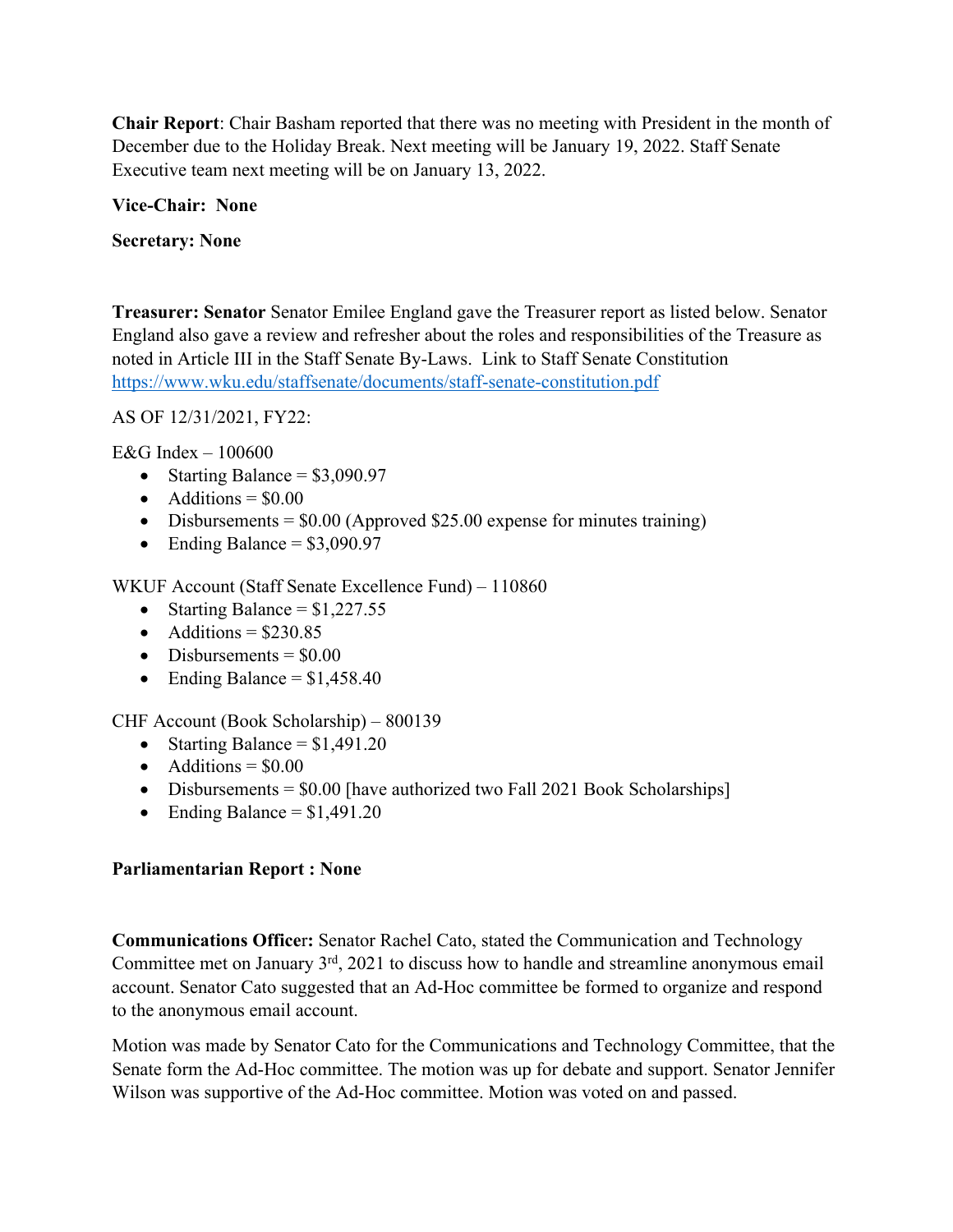**Chair Report**: Chair Basham reported that there was no meeting with President in the month of December due to the Holiday Break. Next meeting will be January 19, 2022. Staff Senate Executive team next meeting will be on January 13, 2022.

**Vice-Chair: None**

**Secretary: None**

**Treasurer: Senator** Senator Emilee England gave the Treasurer report as listed below. Senator England also gave a review and refresher about the roles and responsibilities of the Treasure as noted in Article III in the Staff Senate By-Laws. Link to Staff Senate Constitution https://www.wku.edu/staffsenate/documents/staff-senate-constitution.pdf

AS OF 12/31/2021, FY22:

E&G Index – 100600

- Starting Balance = $3,090.97
- Additions = $0.00
- Disbursements = $0.00 (Approved $25.00 expense for minutes training)
- Ending Balance = $3,090.97

WKUF Account (Staff Senate Excellence Fund) – 110860

- Starting Balance = $1,227.55
- Additions = $230.85
- Disbursements = $0.00
- Ending Balance = $1,458.40

CHF Account (Book Scholarship) – 800139

- Starting Balance = $1,491.20
- Additions = $0.00
- Disbursements = $0.00 [have authorized two Fall 2021 Book Scholarships]
- Ending Balance = $1,491.20

**Parliamentarian Report : None**

**Communications Officer:** Senator Rachel Cato, stated the Communication and Technology Committee met on January 3rd, 2021 to discuss how to handle and streamline anonymous email account. Senator Cato suggested that an Ad-Hoc committee be formed to organize and respond to the anonymous email account.

Motion was made by Senator Cato for the Communications and Technology Committee, that the Senate form the Ad-Hoc committee. The motion was up for debate and support. Senator Jennifer Wilson was supportive of the Ad-Hoc committee. Motion was voted on and passed.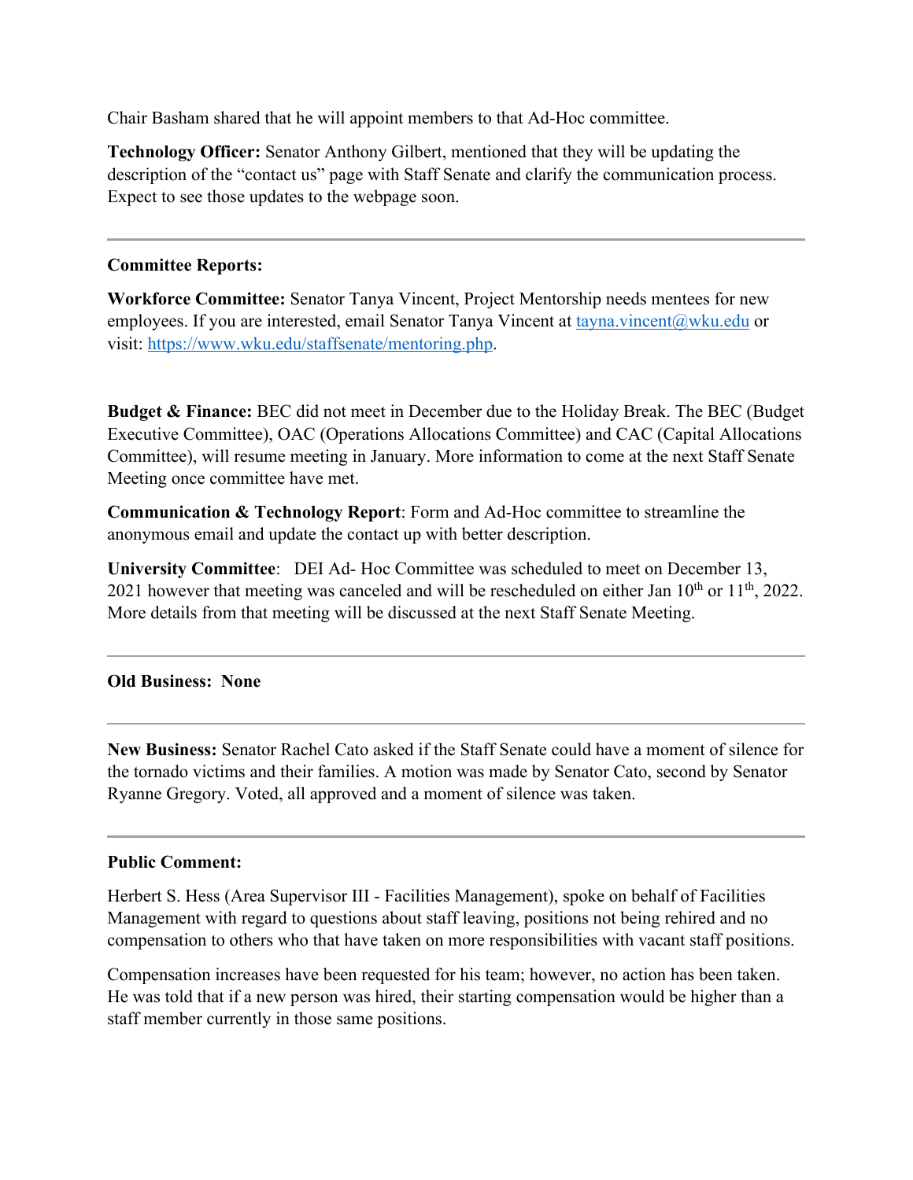Chair Basham shared that he will appoint members to that Ad-Hoc committee.

**Technology Officer:** Senator Anthony Gilbert, mentioned that they will be updating the description of the "contact us" page with Staff Senate and clarify the communication process. Expect to see those updates to the webpage soon.

---

**Committee Reports:**

**Workforce Committee:** Senator Tanya Vincent, Project Mentorship needs mentees for new employees. If you are interested, email Senator Tanya Vincent at [tayna.vincent@wku.edu](mailto:tayna.vincent@wku.edu) or visit: [https://www.wku.edu/staffsenate/mentoring.php](https://www.wku.edu/staffsenate/mentoring.php).

**Budget & Finance:** BEC did not meet in December due to the Holiday Break. The BEC (Budget Executive Committee), OAC (Operations Allocations Committee) and CAC (Capital Allocations Committee), will resume meeting in January. More information to come at the next Staff Senate Meeting once committee have met.

**Communication & Technology Report**: Form and Ad-Hoc committee to streamline the anonymous email and update the contact up with better description.

**University Committee**: DEI Ad- Hoc Committee was scheduled to meet on December 13, 2021 however that meeting was canceled and will be rescheduled on either Jan 10th or 11th, 2022. More details from that meeting will be discussed at the next Staff Senate Meeting.

---

**Old Business: None**

---

**New Business:** Senator Rachel Cato asked if the Staff Senate could have a moment of silence for the tornado victims and their families. A motion was made by Senator Cato, second by Senator Ryanne Gregory. Voted, all approved and a moment of silence was taken.

---

**Public Comment:**

Herbert S. Hess (Area Supervisor III - Facilities Management), spoke on behalf of Facilities Management with regard to questions about staff leaving, positions not being rehired and no compensation to others who that have taken on more responsibilities with vacant staff positions.

Compensation increases have been requested for his team; however, no action has been taken. He was told that if a new person was hired, their starting compensation would be higher than a staff member currently in those same positions.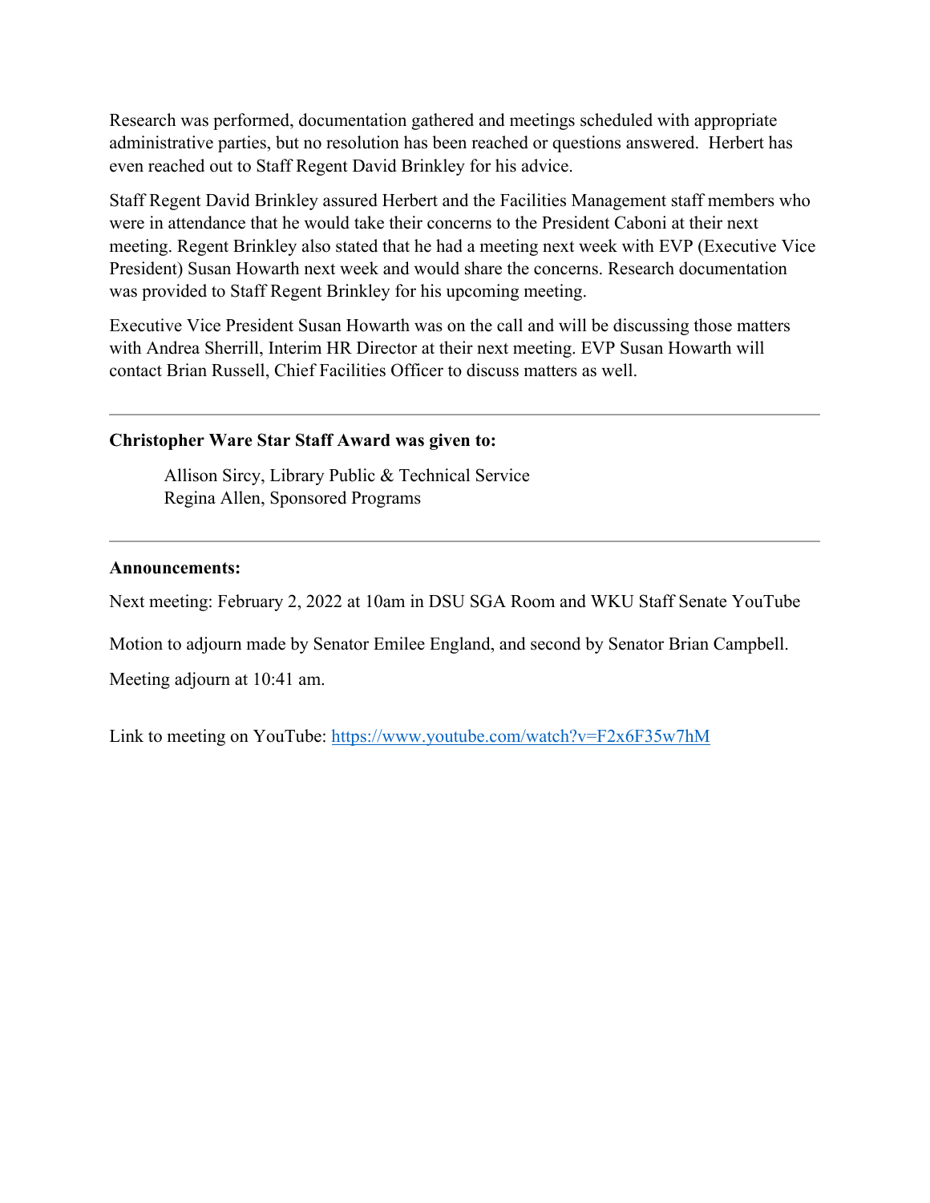Research was performed, documentation gathered and meetings scheduled with appropriate administrative parties, but no resolution has been reached or questions answered. Herbert has even reached out to Staff Regent David Brinkley for his advice.

Staff Regent David Brinkley assured Herbert and the Facilities Management staff members who were in attendance that he would take their concerns to the President Caboni at their next meeting. Regent Brinkley also stated that he had a meeting next week with EVP (Executive Vice President) Susan Howarth next week and would share the concerns. Research documentation was provided to Staff Regent Brinkley for his upcoming meeting.

Executive Vice President Susan Howarth was on the call and will be discussing those matters with Andrea Sherrill, Interim HR Director at their next meeting. EVP Susan Howarth will contact Brian Russell, Chief Facilities Officer to discuss matters as well.

---

**Christopher Ware Star Staff Award was given to:**

Allison Sircy, Library Public & Technical Service
Regina Allen, Sponsored Programs

---

**Announcements:**

Next meeting: February 2, 2022 at 10am in DSU SGA Room and WKU Staff Senate YouTube

Motion to adjourn made by Senator Emilee England, and second by Senator Brian Campbell.

Meeting adjourn at 10:41 am.

Link to meeting on YouTube: https://www.youtube.com/watch?v=F2x6F35w7hM